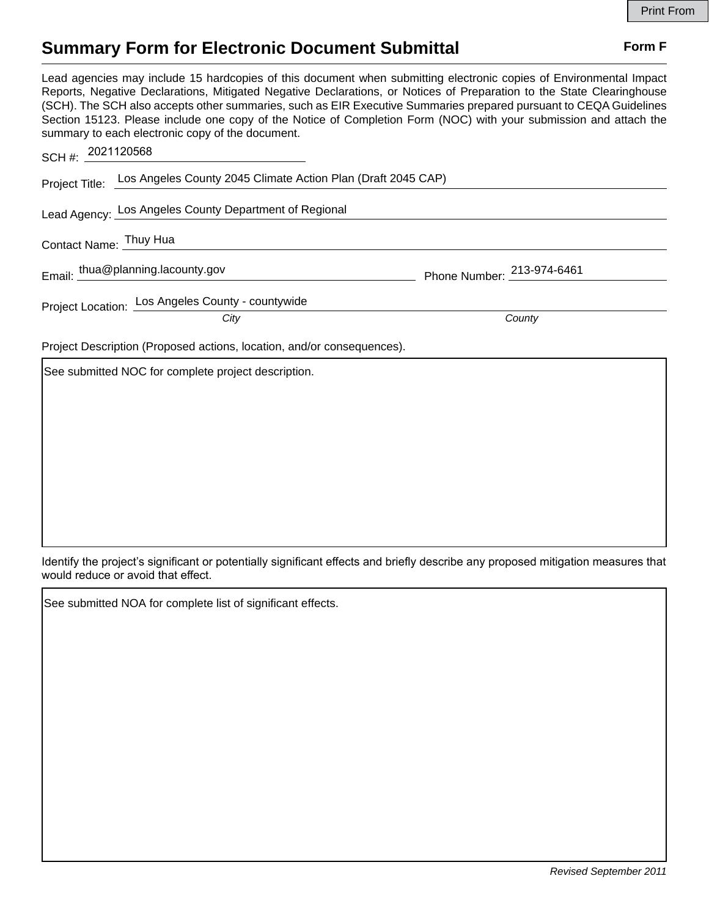Print From

# Summary Form for Electronic Document Submittal

**Form F**

Lead agencies may include 15 hardcopies of this document when submitting electronic copies of Environmental Impact Reports, Negative Declarations, Mitigated Negative Declarations, or Notices of Preparation to the State Clearinghouse (SCH). The SCH also accepts other summaries, such as EIR Executive Summaries prepared pursuant to CEQA Guidelines Section 15123. Please include one copy of the Notice of Completion Form (NOC) with your submission and attach the summary to each electronic copy of the document.

SCH #: 2021120568

Project Title: Los Angeles County 2045 Climate Action Plan (Draft 2045 CAP)

Lead Agency: Los Angeles County Department of Regional

Contact Name: Thuy Hua

Email: thua@planning.lacounty.gov Phone Number: 213-974-6461

Project Location: Los Angeles County - countywide

*City* *County*

Project Description (Proposed actions, location, and/or consequences).

See submitted NOC for complete project description.

Identify the project's significant or potentially significant effects and briefly describe any proposed mitigation measures that would reduce or avoid that effect.

See submitted NOA for complete list of significant effects.

*Revised September 2011*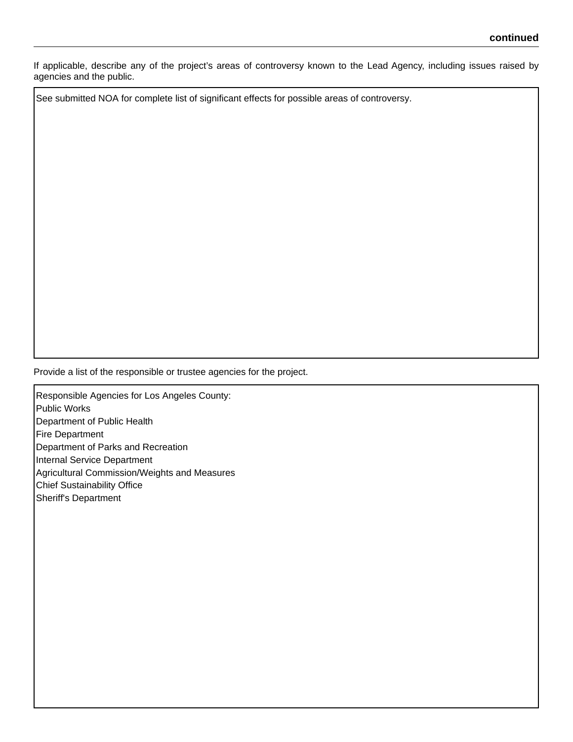**continued**

If applicable, describe any of the project's areas of controversy known to the Lead Agency, including issues raised by agencies and the public.

See submitted NOA for complete list of significant effects for possible areas of controversy.

Provide a list of the responsible or trustee agencies for the project.

Responsible Agencies for Los Angeles County:
Public Works
Department of Public Health
Fire Department
Department of Parks and Recreation
Internal Service Department
Agricultural Commission/Weights and Measures
Chief Sustainability Office
Sheriff's Department